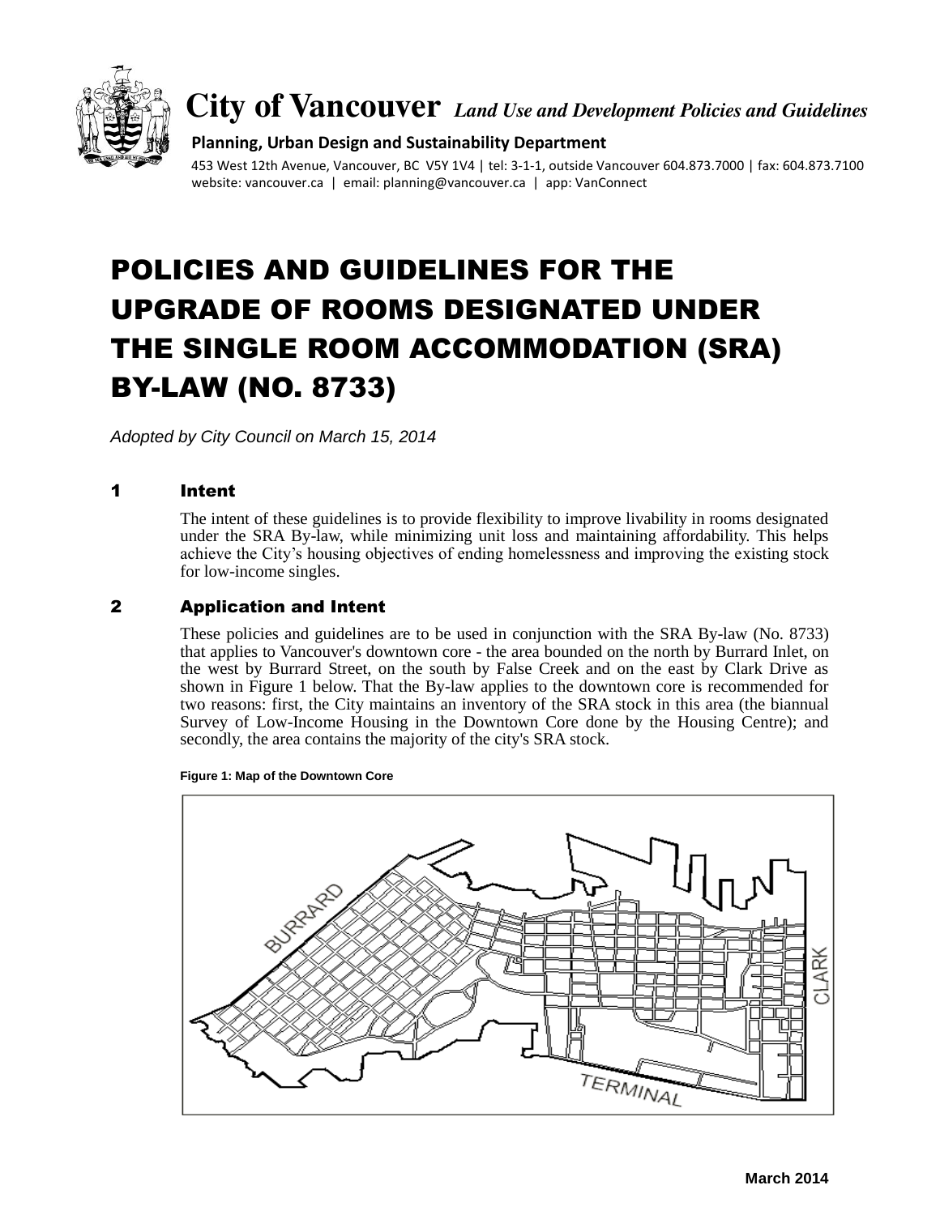**City of Vancouver** *Land Use and Development Policies and Guidelines*

**Planning, Urban Design and Sustainability Department**

453 West 12th Avenue, Vancouver, BC V5Y 1V4 | tel: 3-1-1, outside Vancouver 604.873.7000 | fax: 604.873.7100
website: vancouver.ca | email: planning@vancouver.ca | app: VanConnect

# POLICIES AND GUIDELINES FOR THE UPGRADE OF ROOMS DESIGNATED UNDER THE SINGLE ROOM ACCOMMODATION (SRA) BY-LAW (NO. 8733)

*Adopted by City Council on March 15, 2014*

## 1 Intent

The intent of these guidelines is to provide flexibility to improve livability in rooms designated under the SRA By-law, while minimizing unit loss and maintaining affordability. This helps achieve the City's housing objectives of ending homelessness and improving the existing stock for low-income singles.

## 2 Application and Intent

These policies and guidelines are to be used in conjunction with the SRA By-law (No. 8733) that applies to Vancouver's downtown core - the area bounded on the north by Burrard Inlet, on the west by Burrard Street, on the south by False Creek and on the east by Clark Drive as shown in Figure 1 below. That the By-law applies to the downtown core is recommended for two reasons: first, the City maintains an inventory of the SRA stock in this area (the biannual Survey of Low-Income Housing in the Downtown Core done by the Housing Centre); and secondly, the area contains the majority of the city's SRA stock.

**Figure 1: Map of the Downtown Core**

BURRARD

CLARK

TERMINAL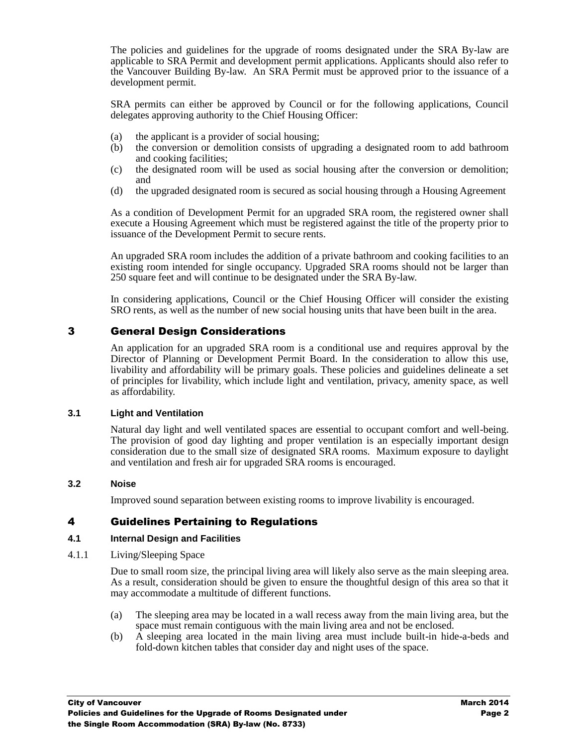The policies and guidelines for the upgrade of rooms designated under the SRA By-law are applicable to SRA Permit and development permit applications. Applicants should also refer to the Vancouver Building By-law. An SRA Permit must be approved prior to the issuance of a development permit.

SRA permits can either be approved by Council or for the following applications, Council delegates approving authority to the Chief Housing Officer:

(a) the applicant is a provider of social housing;
(b) the conversion or demolition consists of upgrading a designated room to add bathroom and cooking facilities;
(c) the designated room will be used as social housing after the conversion or demolition; and
(d) the upgraded designated room is secured as social housing through a Housing Agreement

As a condition of Development Permit for an upgraded SRA room, the registered owner shall execute a Housing Agreement which must be registered against the title of the property prior to issuance of the Development Permit to secure rents.

An upgraded SRA room includes the addition of a private bathroom and cooking facilities to an existing room intended for single occupancy. Upgraded SRA rooms should not be larger than 250 square feet and will continue to be designated under the SRA By-law.

In considering applications, Council or the Chief Housing Officer will consider the existing SRO rents, as well as the number of new social housing units that have been built in the area.

## 3 General Design Considerations

An application for an upgraded SRA room is a conditional use and requires approval by the Director of Planning or Development Permit Board. In the consideration to allow this use, livability and affordability will be primary goals. These policies and guidelines delineate a set of principles for livability, which include light and ventilation, privacy, amenity space, as well as affordability.

### 3.1 Light and Ventilation

Natural day light and well ventilated spaces are essential to occupant comfort and well-being. The provision of good day lighting and proper ventilation is an especially important design consideration due to the small size of designated SRA rooms. Maximum exposure to daylight and ventilation and fresh air for upgraded SRA rooms is encouraged.

### 3.2 Noise

Improved sound separation between existing rooms to improve livability is encouraged.

## 4 Guidelines Pertaining to Regulations

### 4.1 Internal Design and Facilities

4.1.1 Living/Sleeping Space

Due to small room size, the principal living area will likely also serve as the main sleeping area. As a result, consideration should be given to ensure the thoughtful design of this area so that it may accommodate a multitude of different functions.

(a) The sleeping area may be located in a wall recess away from the main living area, but the space must remain contiguous with the main living area and not be enclosed.
(b) A sleeping area located in the main living area must include built-in hide-a-beds and fold-down kitchen tables that consider day and night uses of the space.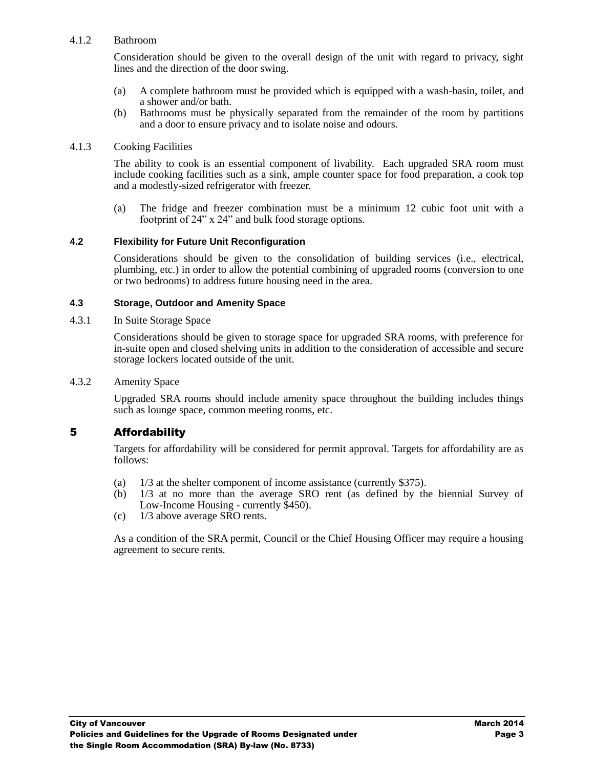#### 4.1.2 Bathroom

Consideration should be given to the overall design of the unit with regard to privacy, sight lines and the direction of the door swing.

(a) A complete bathroom must be provided which is equipped with a wash-basin, toilet, and a shower and/or bath.
(b) Bathrooms must be physically separated from the remainder of the room by partitions and a door to ensure privacy and to isolate noise and odours.

#### 4.1.3 Cooking Facilities

The ability to cook is an essential component of livability. Each upgraded SRA room must include cooking facilities such as a sink, ample counter space for food preparation, a cook top and a modestly-sized refrigerator with freezer.

(a) The fridge and freezer combination must be a minimum 12 cubic foot unit with a footprint of 24" x 24" and bulk food storage options.

### 4.2 Flexibility for Future Unit Reconfiguration

Considerations should be given to the consolidation of building services (i.e., electrical, plumbing, etc.) in order to allow the potential combining of upgraded rooms (conversion to one or two bedrooms) to address future housing need in the area.

### 4.3 Storage, Outdoor and Amenity Space

#### 4.3.1 In Suite Storage Space

Considerations should be given to storage space for upgraded SRA rooms, with preference for in-suite open and closed shelving units in addition to the consideration of accessible and secure storage lockers located outside of the unit.

#### 4.3.2 Amenity Space

Upgraded SRA rooms should include amenity space throughout the building includes things such as lounge space, common meeting rooms, etc.

## 5 Affordability

Targets for affordability will be considered for permit approval. Targets for affordability are as follows:

(a) 1/3 at the shelter component of income assistance (currently $375).
(b) 1/3 at no more than the average SRO rent (as defined by the biennial Survey of Low-Income Housing - currently $450).
(c) 1/3 above average SRO rents.

As a condition of the SRA permit, Council or the Chief Housing Officer may require a housing agreement to secure rents.